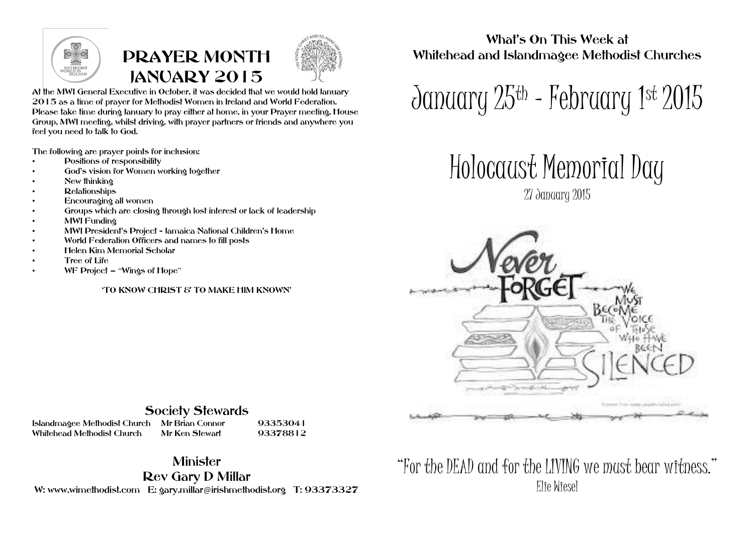# PRAYER MONTH JANUARY 2015

At the MWI General Executive in October, it was decided that we would hold January 2015 as a time of prayer for Methodist Women in Ireland and World Federation. Please take time during January to pray either at home, in your Prayer meeting, House Group, MWI meeting, whilst driving, with prayer partners or friends and anywhere you feel you need to talk to God.

The following are prayer points for inclusion:

- Positions of responsibility
- God's vision for Women working together
- New thinking
- Relationships
- Encouraging all women
- Groups which are closing through lost interest or lack of leadership
- MWI Funding
- MWI President's Project - Jamaica National Children's Home
- World Federation Officers and names to fill posts
- Helen Kim Memorial Scholar
- Tree of Life
- WF Project – "Wings of Hope"

'TO KNOW CHRIST & TO MAKE HIM KNOWN'

## Society Stewards

| | | |
|---|---|---|
| Islandmagee Methodist Church | Mr Brian Connor | 93353041 |
| Whitehead Methodist Church | Mr Ken Stewart | 93378812 |

## Minister

**Rev Gary D Millar**

W: www.wimethodist.com E: gary.millar@irishmethodist.org T: 93373327

## What's On This Week at Whitehead and Islandmagee Methodist Churches

# January 25th - February 1st 2015

# Holocaust Memorial Day

27 January 2015

Never FORGET — We must become the voice of those who have been SILENCED

"For the DEAD and for the LIVING we must bear witness."

Elie Wiesel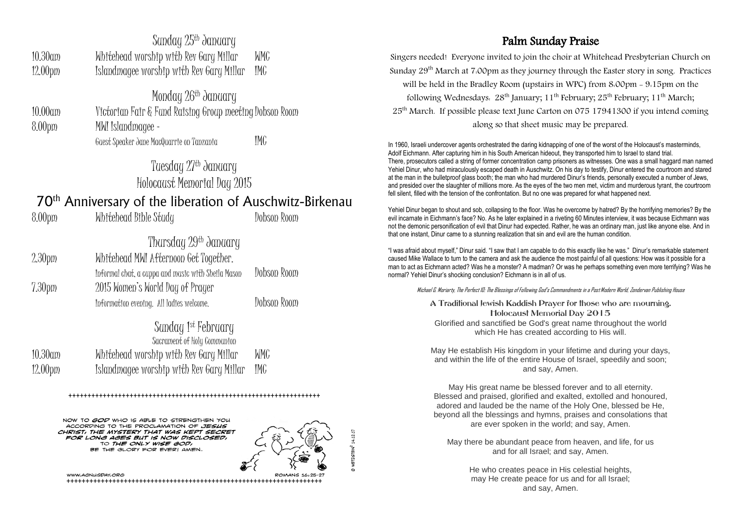## Sunday 25th January

| | | |
|---|---|---|
| 10.30am | Whitehead worship with Rev Gary Millar | WMC |
| 12.00pm | Islandmagee worship with Rev Gary Millar | IMC |

## Monday 26th January

| | | |
|---|---|---|
| 10.00am | Victorian Fair & Fund Raising Group meeting | Dobson Room |
| 8.00pm | MWI Islandmagee - Guest Speaker Jane MacQuarrie on Tanzania | IMC |

## Tuesday 27th January

## Holocaust Memorial Day 2015

## 70th Anniversary of the liberation of Auschwitz-Birkenau

| | | |
|---|---|---|
| 8.00pm | Whitehead Bible Study | Dobson Room |

## Thursday 29th January

| | | |
|---|---|---|
| 2.30pm | Whitehead MWI Afternoon Get Together. Informal chat, a cuppa and music with Sheila Mason | Dobson Room |
| 7.30pm | 2015 Women's World Day of Prayer Information evening. All ladies welcome. | Dobson Room |

## Sunday 1st February

Sacrament of Holy Communion

| | | |
|---|---|---|
| 10.30am | Whitehead worship with Rev Gary Millar | WMC |
| 12.00pm | Islandmagee worship with Rev Gary Millar | IMC |

++++++++++++++++++++++++++++++++++++++++++++++++++++++++++++++++++++++

NOW TO *GOD* WHO IS ABLE TO STRENGTHEN YOU ACCORDING TO THE PROCLAMATION OF *JESUS CHRIST, THE MYSTERY THAT WAS KEPT SECRET FOR LONG AGES BUT IS NOW DISCLOSED,* TO *THE ONLY WISE GOD,* BE THE GLORY FOR EVER! AMEN.

WWW.AGNUSDAY.ORG ROMANS 16:25-27

© WETZSTEIN 14.12.27

++++++++++++++++++++++++++++++++++++++++++++++++++++++++++++++++++++++

## Palm Sunday Praise

Singers needed! Everyone invited to join the choir at Whitehead Presbyterian Church on Sunday 29th March at 7:00pm as they journey through the Easter story in song. Practices will be held in the Bradley Room (upstairs in WPC) from 8:00pm - 9:15pm on the following Wednesdays: 28th January; 11th February; 25th February; 11th March; 25th March. If possible please text June Carton on 075 17941300 if you intend coming along so that sheet music may be prepared.

In 1960, Israeli undercover agents orchestrated the daring kidnapping of one of the worst of the Holocaust's masterminds, Adolf Eichmann. After capturing him in his South American hideout, they transported him to Israel to stand trial. There, prosecutors called a string of former concentration camp prisoners as witnesses. One was a small haggard man named Yehiel Dinur, who had miraculously escaped death in Auschwitz. On his day to testify, Dinur entered the courtroom and stared at the man in the bulletproof glass booth; the man who had murdered Dinur's friends, personally executed a number of Jews, and presided over the slaughter of millions more. As the eyes of the two men met, victim and murderous tyrant, the courtroom fell silent, filled with the tension of the confrontation. But no one was prepared for what happened next.

Yehiel Dinur began to shout and sob, collapsing to the floor. Was he overcome by hatred? By the horrifying memories? By the evil incarnate in Eichmann's face? No. As he later explained in a riveting 60 Minutes interview, it was because Eichmann was not the demonic personification of evil that Dinur had expected. Rather, he was an ordinary man, just like anyone else. And in that one instant, Dinur came to a stunning realization that sin and evil are the human condition.

"I was afraid about myself," Dinur said. "I saw that I am capable to do this exactly like he was." Dinur's remarkable statement caused Mike Wallace to turn to the camera and ask the audience the most painful of all questions: How was it possible for a man to act as Eichmann acted? Was he a monster? A madman? Or was he perhaps something even more terrifying? Was he normal? Yehiel Dinur's shocking conclusion? Eichmann is in all of us.

*Michael G. Moriarty, The Perfect 10: The Blessings of Following God's Commandments in a Post Modern World, Zondervan Publishing House*

### A Traditional Jewish Kaddish Prayer for those who are mourning. Holocaust Memorial Day 2015

Glorified and sanctified be God's great name throughout the world which He has created according to His will.

May He establish His kingdom in your lifetime and during your days, and within the life of the entire House of Israel, speedily and soon; and say, Amen.

May His great name be blessed forever and to all eternity. Blessed and praised, glorified and exalted, extolled and honoured, adored and lauded be the name of the Holy One, blessed be He, beyond all the blessings and hymns, praises and consolations that are ever spoken in the world; and say, Amen.

May there be abundant peace from heaven, and life, for us and for all Israel; and say, Amen.

He who creates peace in His celestial heights, may He create peace for us and for all Israel; and say, Amen.